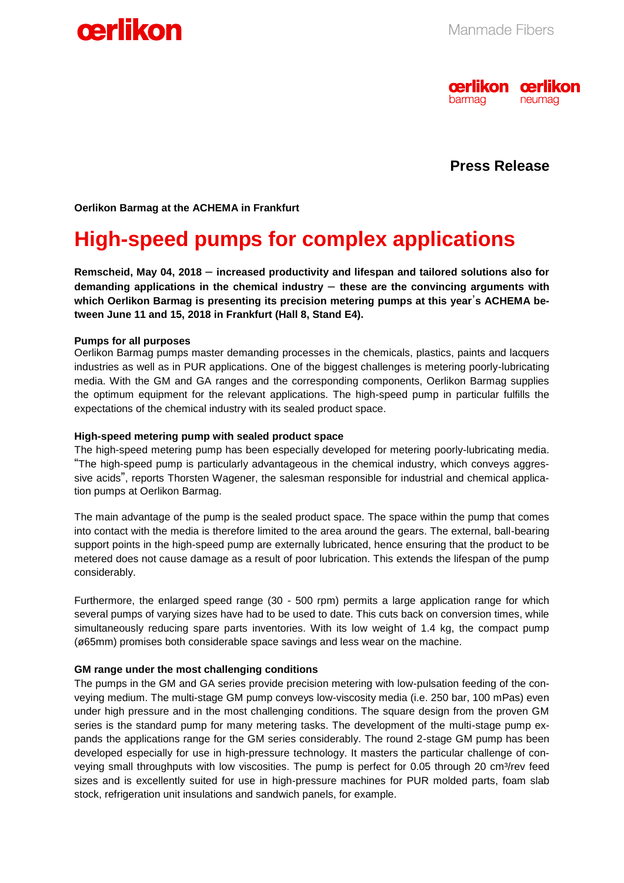Manmade Fibers

Press Release

**Oerlikon Barmag at the ACHEMA in Frankfurt**

# High-speed pumps for complex applications

**Remscheid, May 04, 2018 – increased productivity and lifespan and tailored solutions also for demanding applications in the chemical industry – these are the convincing arguments with which Oerlikon Barmag is presenting its precision metering pumps at this year's ACHEMA between June 11 and 15, 2018 in Frankfurt (Hall 8, Stand E4).**

**Pumps for all purposes**

Oerlikon Barmag pumps master demanding processes in the chemicals, plastics, paints and lacquers industries as well as in PUR applications. One of the biggest challenges is metering poorly-lubricating media. With the GM and GA ranges and the corresponding components, Oerlikon Barmag supplies the optimum equipment for the relevant applications. The high-speed pump in particular fulfills the expectations of the chemical industry with its sealed product space.

**High-speed metering pump with sealed product space**

The high-speed metering pump has been especially developed for metering poorly-lubricating media. "The high-speed pump is particularly advantageous in the chemical industry, which conveys aggressive acids", reports Thorsten Wagener, the salesman responsible for industrial and chemical application pumps at Oerlikon Barmag.

The main advantage of the pump is the sealed product space. The space within the pump that comes into contact with the media is therefore limited to the area around the gears. The external, ball-bearing support points in the high-speed pump are externally lubricated, hence ensuring that the product to be metered does not cause damage as a result of poor lubrication. This extends the lifespan of the pump considerably.

Furthermore, the enlarged speed range (30 - 500 rpm) permits a large application range for which several pumps of varying sizes have had to be used to date. This cuts back on conversion times, while simultaneously reducing spare parts inventories. With its low weight of 1.4 kg, the compact pump (ø65mm) promises both considerable space savings and less wear on the machine.

**GM range under the most challenging conditions**

The pumps in the GM and GA series provide precision metering with low-pulsation feeding of the conveying medium. The multi-stage GM pump conveys low-viscosity media (i.e. 250 bar, 100 mPas) even under high pressure and in the most challenging conditions. The square design from the proven GM series is the standard pump for many metering tasks. The development of the multi-stage pump expands the applications range for the GM series considerably. The round 2-stage GM pump has been developed especially for use in high-pressure technology. It masters the particular challenge of conveying small throughputs with low viscosities. The pump is perfect for 0.05 through 20 $cm^3$/rev feed sizes and is excellently suited for use in high-pressure machines for PUR molded parts, foam slab stock, refrigeration unit insulations and sandwich panels, for example.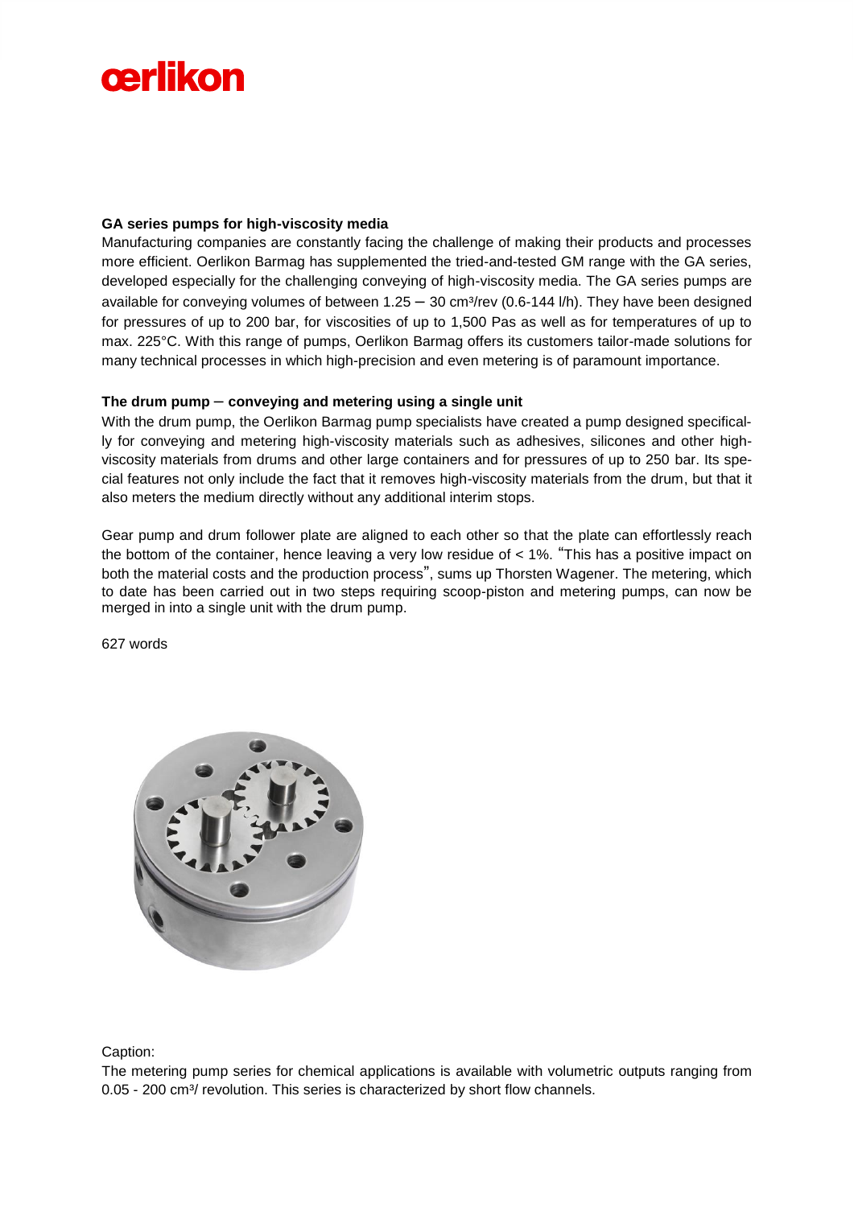## GA series pumps for high-viscosity media

Manufacturing companies are constantly facing the challenge of making their products and processes more efficient. Oerlikon Barmag has supplemented the tried-and-tested GM range with the GA series, developed especially for the challenging conveying of high-viscosity media. The GA series pumps are available for conveying volumes of between 1.25 – 30 cm³/rev (0.6-144 l/h). They have been designed for pressures of up to 200 bar, for viscosities of up to 1,500 Pas as well as for temperatures of up to max. 225°C. With this range of pumps, Oerlikon Barmag offers its customers tailor-made solutions for many technical processes in which high-precision and even metering is of paramount importance.

## The drum pump – conveying and metering using a single unit

With the drum pump, the Oerlikon Barmag pump specialists have created a pump designed specifically for conveying and metering high-viscosity materials such as adhesives, silicones and other high-viscosity materials from drums and other large containers and for pressures of up to 250 bar. Its special features not only include the fact that it removes high-viscosity materials from the drum, but that it also meters the medium directly without any additional interim stops.

Gear pump and drum follower plate are aligned to each other so that the plate can effortlessly reach the bottom of the container, hence leaving a very low residue of < 1%. "This has a positive impact on both the material costs and the production process", sums up Thorsten Wagener. The metering, which to date has been carried out in two steps requiring scoop-piston and metering pumps, can now be merged in into a single unit with the drum pump.

627 words

Caption:

The metering pump series for chemical applications is available with volumetric outputs ranging from 0.05 - 200 cm³/ revolution. This series is characterized by short flow channels.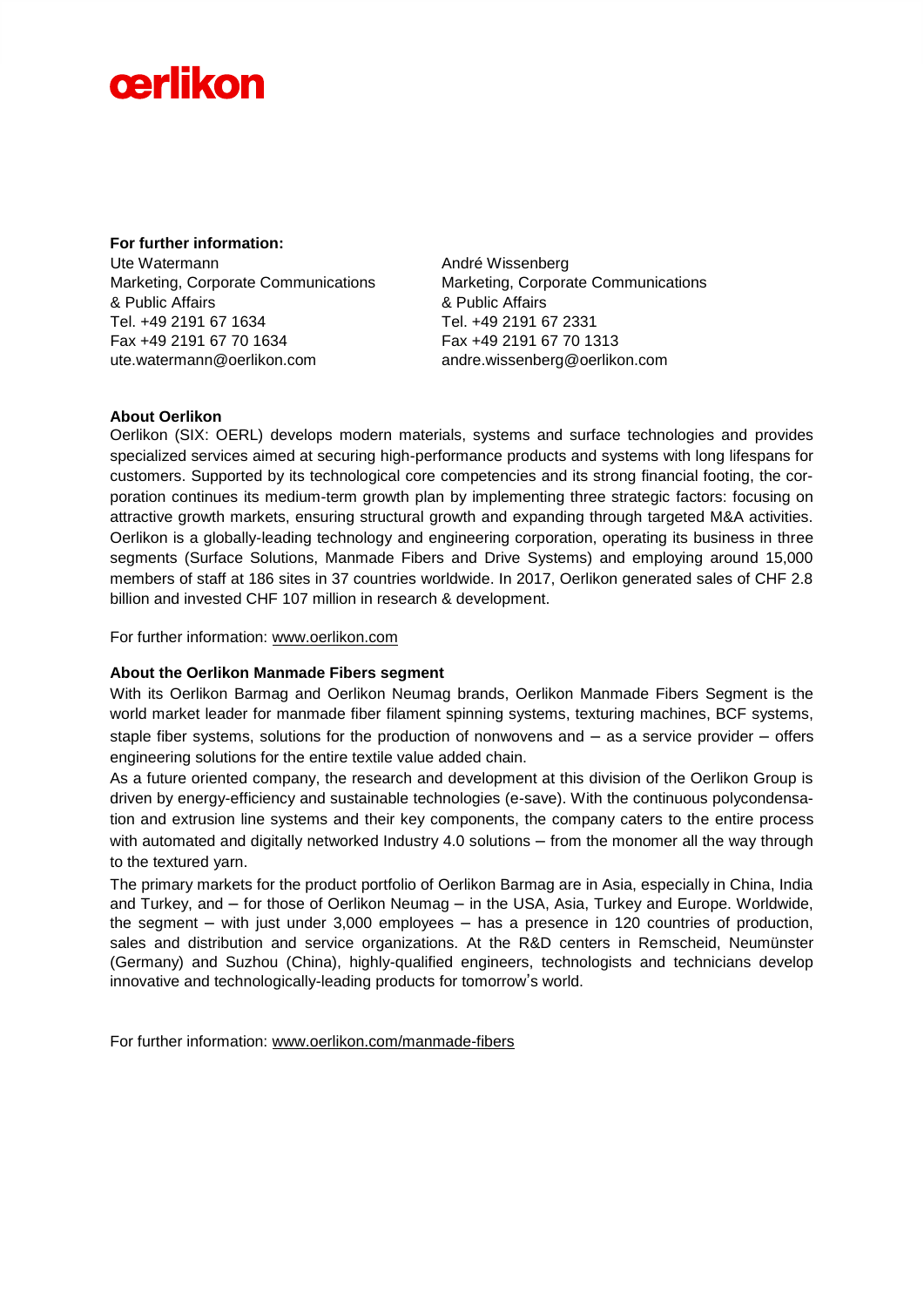**For further information:**

Ute Watermann
Marketing, Corporate Communications & Public Affairs
Tel. +49 2191 67 1634
Fax +49 2191 67 70 1634
ute.watermann@oerlikon.com

André Wissenberg
Marketing, Corporate Communications & Public Affairs
Tel. +49 2191 67 2331
Fax +49 2191 67 70 1313
andre.wissenberg@oerlikon.com

**About Oerlikon**

Oerlikon (SIX: OERL) develops modern materials, systems and surface technologies and provides specialized services aimed at securing high-performance products and systems with long lifespans for customers. Supported by its technological core competencies and its strong financial footing, the corporation continues its medium-term growth plan by implementing three strategic factors: focusing on attractive growth markets, ensuring structural growth and expanding through targeted M&A activities. Oerlikon is a globally-leading technology and engineering corporation, operating its business in three segments (Surface Solutions, Manmade Fibers and Drive Systems) and employing around 15,000 members of staff at 186 sites in 37 countries worldwide. In 2017, Oerlikon generated sales of CHF 2.8 billion and invested CHF 107 million in research & development.

For further information: www.oerlikon.com

**About the Oerlikon Manmade Fibers segment**

With its Oerlikon Barmag and Oerlikon Neumag brands, Oerlikon Manmade Fibers Segment is the world market leader for manmade fiber filament spinning systems, texturing machines, BCF systems, staple fiber systems, solutions for the production of nonwovens and – as a service provider – offers engineering solutions for the entire textile value added chain.

As a future oriented company, the research and development at this division of the Oerlikon Group is driven by energy-efficiency and sustainable technologies (e-save). With the continuous polycondensation and extrusion line systems and their key components, the company caters to the entire process with automated and digitally networked Industry 4.0 solutions – from the monomer all the way through to the textured yarn.

The primary markets for the product portfolio of Oerlikon Barmag are in Asia, especially in China, India and Turkey, and – for those of Oerlikon Neumag – in the USA, Asia, Turkey and Europe. Worldwide, the segment – with just under 3,000 employees – has a presence in 120 countries of production, sales and distribution and service organizations. At the R&D centers in Remscheid, Neumünster (Germany) and Suzhou (China), highly-qualified engineers, technologists and technicians develop innovative and technologically-leading products for tomorrow's world.

For further information: www.oerlikon.com/manmade-fibers